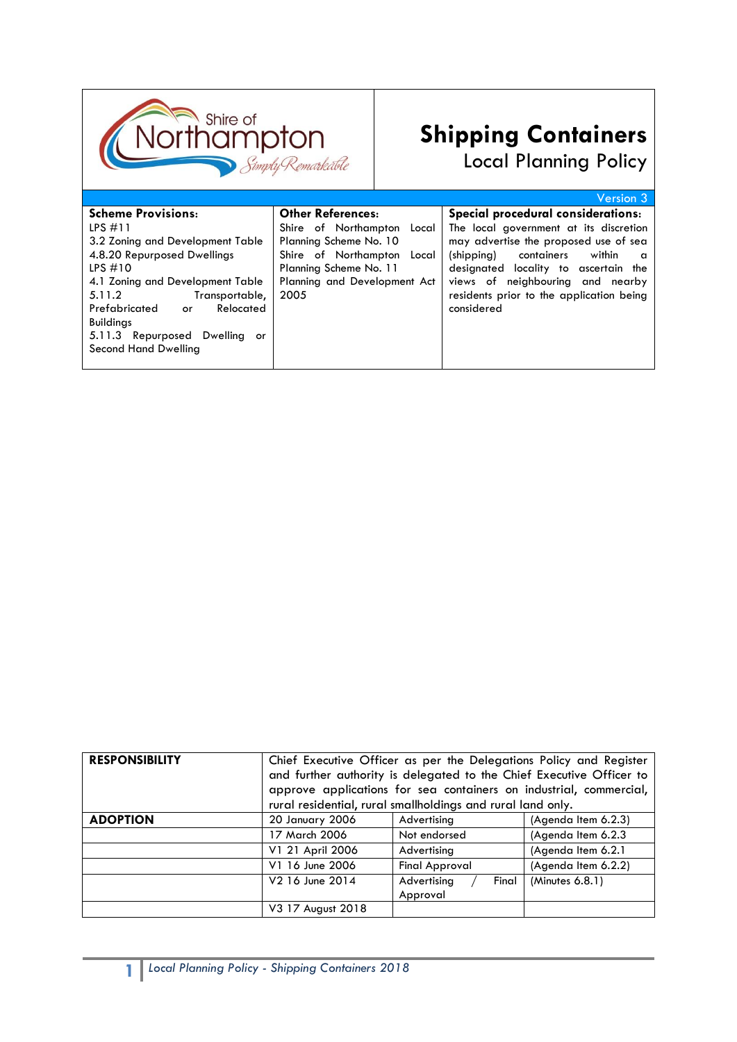Shire of Northampton Simply Remarkable

# Shipping Containers

## Local Planning Policy

Version 3

| Scheme Provisions: | Other References: | Special procedural considerations: |
|---|---|---|
| LPS #11<br>3.2 Zoning and Development Table<br>4.8.20 Repurposed Dwellings<br>LPS #10<br>4.1 Zoning and Development Table<br>5.11.2 Transportable, Prefabricated or Relocated Buildings<br>5.11.3 Repurposed Dwelling or Second Hand Dwelling | Shire of Northampton Local Planning Scheme No. 10<br>Shire of Northampton Local Planning Scheme No. 11<br>Planning and Development Act 2005 | The local government at its discretion may advertise the proposed use of sea (shipping) containers within a designated locality to ascertain the views of neighbouring and nearby residents prior to the application being considered |

| RESPONSIBILITY | Chief Executive Officer as per the Delegations Policy and Register and further authority is delegated to the Chief Executive Officer to approve applications for sea containers on industrial, commercial, rural residential, rural smallholdings and rural land only. | | |
|---|---|---|---|
| **ADOPTION** | 20 January 2006 | Advertising | (Agenda Item 6.2.3) |
| | 17 March 2006 | Not endorsed | (Agenda Item 6.2.3 |
| | V1 21 April 2006 | Advertising | (Agenda Item 6.2.1 |
| | V1 16 June 2006 | Final Approval | (Agenda Item 6.2.2) |
| | V2 16 June 2014 | Advertising / Final Approval | (Minutes 6.8.1) |
| | V3 17 August 2018 | | |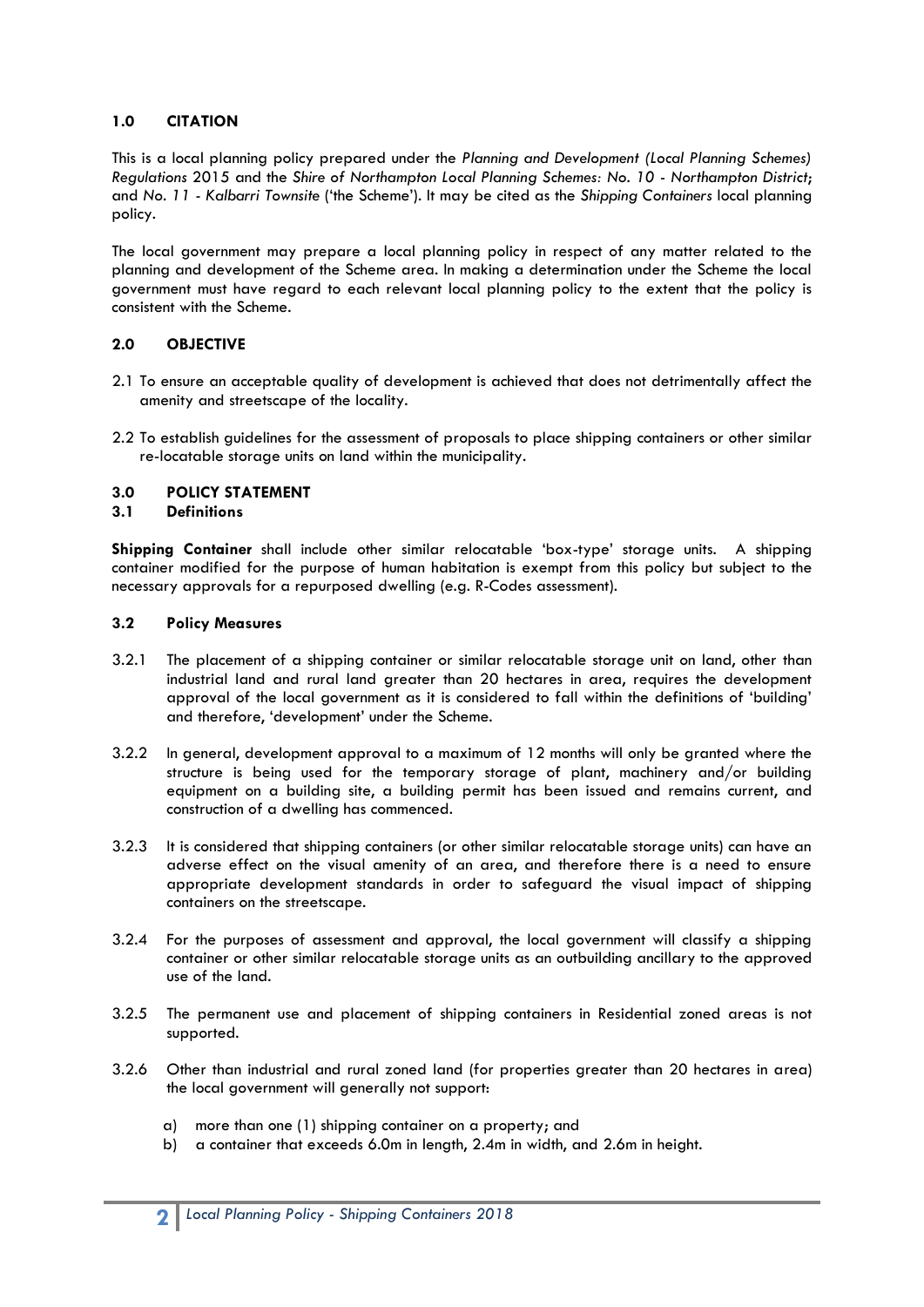## 1.0 CITATION

This is a local planning policy prepared under the *Planning and Development (Local Planning Schemes) Regulations* 2015 and the *Shire of Northampton Local Planning Schemes: No. 10 - Northampton District*; and *No. 11 - Kalbarri Townsite* ('the Scheme'). It may be cited as the *Shipping Containers* local planning policy.

The local government may prepare a local planning policy in respect of any matter related to the planning and development of the Scheme area. In making a determination under the Scheme the local government must have regard to each relevant local planning policy to the extent that the policy is consistent with the Scheme.

## 2.0 OBJECTIVE

2.1 To ensure an acceptable quality of development is achieved that does not detrimentally affect the amenity and streetscape of the locality.

2.2 To establish guidelines for the assessment of proposals to place shipping containers or other similar re-locatable storage units on land within the municipality.

## 3.0 POLICY STATEMENT

### 3.1 Definitions

**Shipping Container** shall include other similar relocatable 'box-type' storage units. A shipping container modified for the purpose of human habitation is exempt from this policy but subject to the necessary approvals for a repurposed dwelling (e.g. R-Codes assessment).

### 3.2 Policy Measures

3.2.1 The placement of a shipping container or similar relocatable storage unit on land, other than industrial land and rural land greater than 20 hectares in area, requires the development approval of the local government as it is considered to fall within the definitions of 'building' and therefore, 'development' under the Scheme.

3.2.2 In general, development approval to a maximum of 12 months will only be granted where the structure is being used for the temporary storage of plant, machinery and/or building equipment on a building site, a building permit has been issued and remains current, and construction of a dwelling has commenced.

3.2.3 It is considered that shipping containers (or other similar relocatable storage units) can have an adverse effect on the visual amenity of an area, and therefore there is a need to ensure appropriate development standards in order to safeguard the visual impact of shipping containers on the streetscape.

3.2.4 For the purposes of assessment and approval, the local government will classify a shipping container or other similar relocatable storage units as an outbuilding ancillary to the approved use of the land.

3.2.5 The permanent use and placement of shipping containers in Residential zoned areas is not supported.

3.2.6 Other than industrial and rural zoned land (for properties greater than 20 hectares in area) the local government will generally not support:

a) more than one (1) shipping container on a property; and
b) a container that exceeds 6.0m in length, 2.4m in width, and 2.6m in height.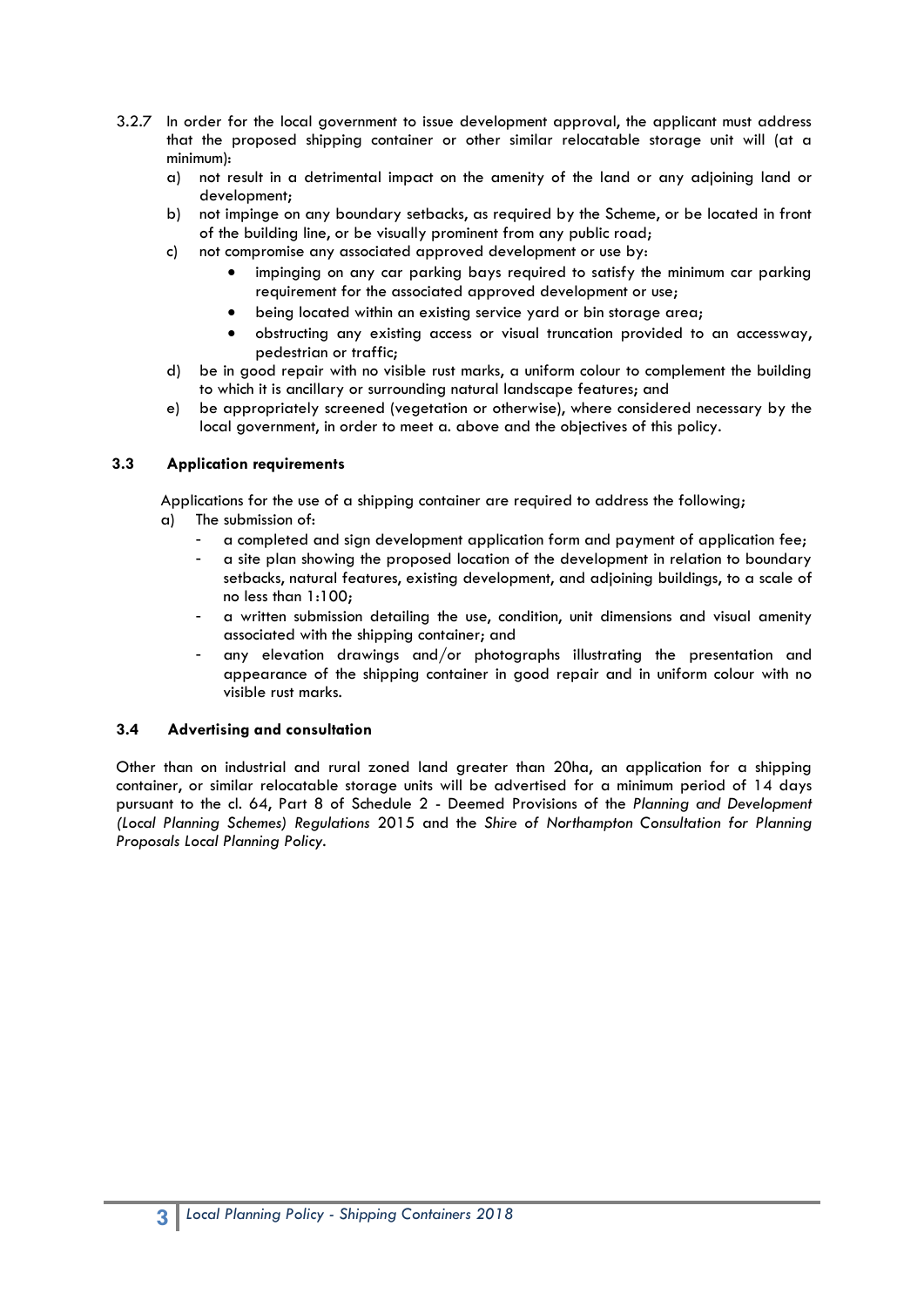3.2.7 In order for the local government to issue development approval, the applicant must address that the proposed shipping container or other similar relocatable storage unit will (at a minimum):

a) not result in a detrimental impact on the amenity of the land or any adjoining land or development;
b) not impinge on any boundary setbacks, as required by the Scheme, or be located in front of the building line, or be visually prominent from any public road;
c) not compromise any associated approved development or use by:
    - impinging on any car parking bays required to satisfy the minimum car parking requirement for the associated approved development or use;
    - being located within an existing service yard or bin storage area;
    - obstructing any existing access or visual truncation provided to an accessway, pedestrian or traffic;
d) be in good repair with no visible rust marks, a uniform colour to complement the building to which it is ancillary or surrounding natural landscape features; and
e) be appropriately screened (vegetation or otherwise), where considered necessary by the local government, in order to meet a. above and the objectives of this policy.

### 3.3 Application requirements

Applications for the use of a shipping container are required to address the following;

a) The submission of:
    - a completed and sign development application form and payment of application fee;
    - a site plan showing the proposed location of the development in relation to boundary setbacks, natural features, existing development, and adjoining buildings, to a scale of no less than 1:100;
    - a written submission detailing the use, condition, unit dimensions and visual amenity associated with the shipping container; and
    - any elevation drawings and/or photographs illustrating the presentation and appearance of the shipping container in good repair and in uniform colour with no visible rust marks.

### 3.4 Advertising and consultation

Other than on industrial and rural zoned land greater than 20ha, an application for a shipping container, or similar relocatable storage units will be advertised for a minimum period of 14 days pursuant to the cl. 64, Part 8 of Schedule 2 - Deemed Provisions of the *Planning and Development (Local Planning Schemes) Regulations* 2015 and the *Shire of Northampton Consultation for Planning Proposals Local Planning Policy*.